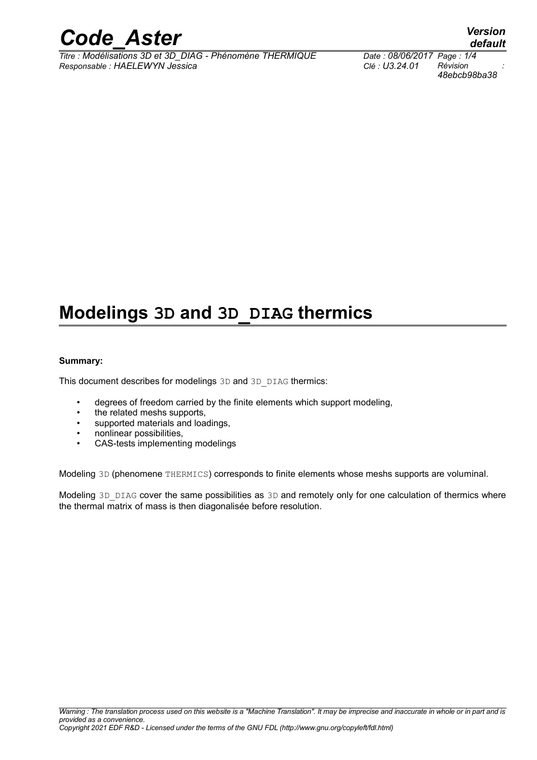# Modelings 3D and 3D_DIAG thermics

**Summary:**

This document describes for modelings 3D and 3D_DIAG thermics:

- degrees of freedom carried by the finite elements which support modeling,
- the related meshs supports,
- supported materials and loadings,
- nonlinear possibilities,
- CAS-tests implementing modelings

Modeling 3D (phenomene THERMICS) corresponds to finite elements whose meshs supports are voluminal.

Modeling 3D_DIAG cover the same possibilities as 3D and remotely only for one calculation of thermics where the thermal matrix of mass is then diagonalisée before resolution.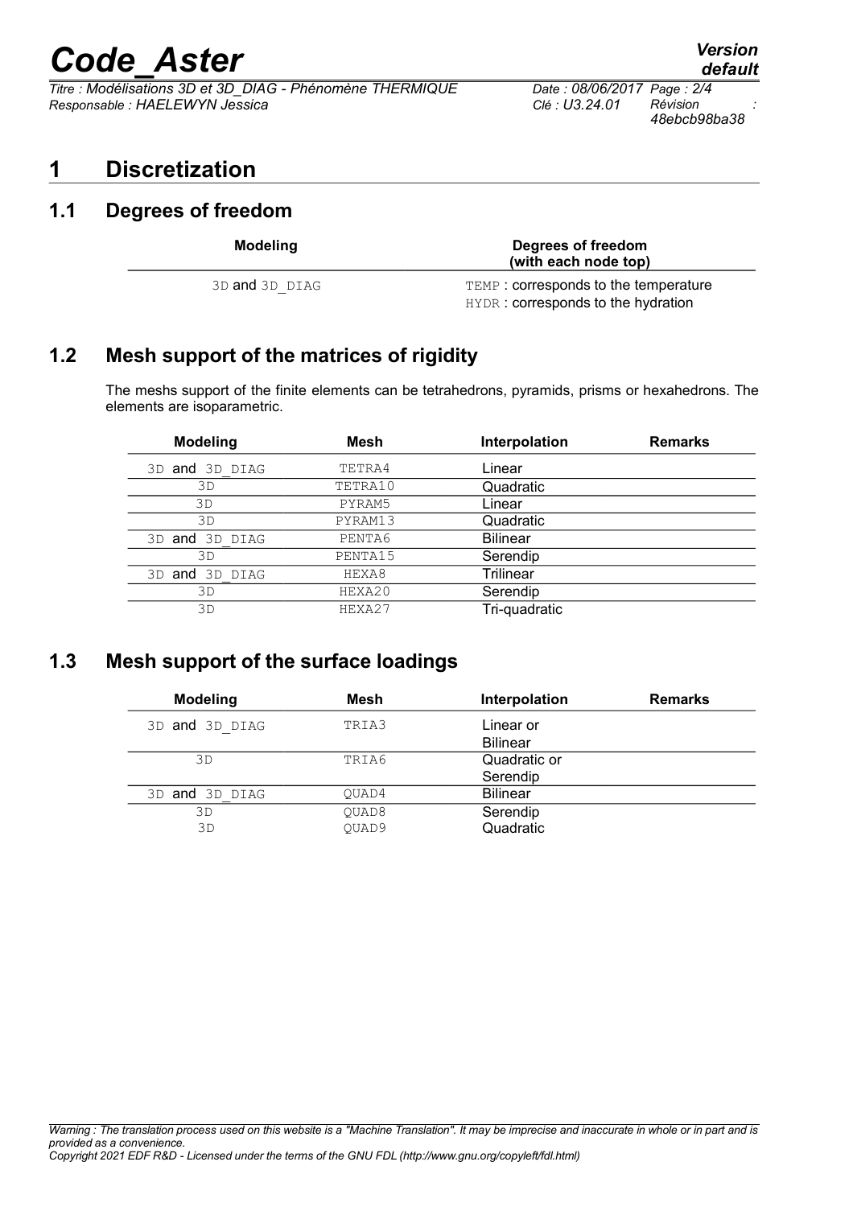# 1 Discretization

## 1.1 Degrees of freedom

| Modeling | Degrees of freedom (with each node top) |
|---|---|
| 3D and 3D_DIAG | TEMP : corresponds to the temperature<br>HYDR : corresponds to the hydration |

## 1.2 Mesh support of the matrices of rigidity

The meshs support of the finite elements can be tetrahedrons, pyramids, prisms or hexahedrons. The elements are isoparametric.

| Modeling | Mesh | Interpolation | Remarks |
|---|---|---|---|
| 3D and 3D_DIAG | TETRA4 | Linear | |
| 3D | TETRA10 | Quadratic | |
| 3D | PYRAM5 | Linear | |
| 3D | PYRAM13 | Quadratic | |
| 3D and 3D_DIAG | PENTA6 | Bilinear | |
| 3D | PENTA15 | Serendip | |
| 3D and 3D_DIAG | HEXA8 | Trilinear | |
| 3D | HEXA20 | Serendip | |
| 3D | HEXA27 | Tri-quadratic | |

## 1.3 Mesh support of the surface loadings

| Modeling | Mesh | Interpolation | Remarks |
|---|---|---|---|
| 3D and 3D_DIAG | TRIA3 | Linear or Bilinear | |
| 3D | TRIA6 | Quadratic or Serendip | |
| 3D and 3D_DIAG | QUAD4 | Bilinear | |
| 3D | QUAD8 | Serendip | |
| 3D | QUAD9 | Quadratic | |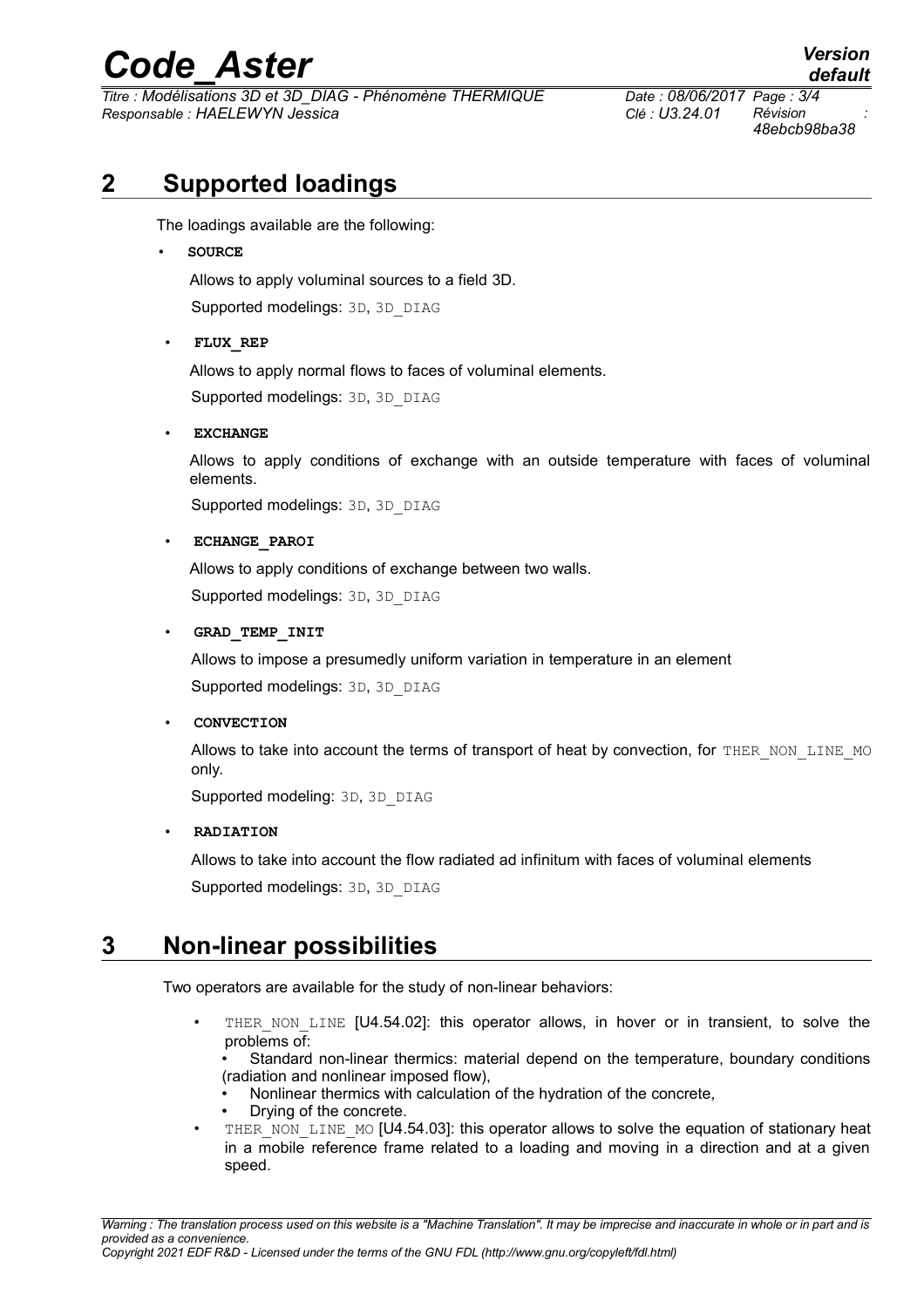## 2 Supported loadings

The loadings available are the following:

- **SOURCE**

  Allows to apply voluminal sources to a field 3D.

  Supported modelings: `3D`, `3D_DIAG`

- **FLUX_REP**

  Allows to apply normal flows to faces of voluminal elements.

  Supported modelings: `3D`, `3D_DIAG`

- **EXCHANGE**

  Allows to apply conditions of exchange with an outside temperature with faces of voluminal elements.

  Supported modelings: `3D`, `3D_DIAG`

- **ECHANGE_PAROI**

  Allows to apply conditions of exchange between two walls.

  Supported modelings: `3D`, `3D_DIAG`

- **GRAD_TEMP_INIT**

  Allows to impose a presumedly uniform variation in temperature in an element

  Supported modelings: `3D`, `3D_DIAG`

- **CONVECTION**

  Allows to take into account the terms of transport of heat by convection, for `THER_NON_LINE_MO` only.

  Supported modeling: `3D`, `3D_DIAG`

- **RADIATION**

  Allows to take into account the flow radiated ad infinitum with faces of voluminal elements

  Supported modelings: `3D`, `3D_DIAG`

## 3 Non-linear possibilities

Two operators are available for the study of non-linear behaviors:

- `THER_NON_LINE` [U4.54.02]: this operator allows, in hover or in transient, to solve the problems of:
  - Standard non-linear thermics: material depend on the temperature, boundary conditions (radiation and nonlinear imposed flow),
  - Nonlinear thermics with calculation of the hydration of the concrete,
  - Drying of the concrete.
- `THER_NON_LINE_MO` [U4.54.03]: this operator allows to solve the equation of stationary heat in a mobile reference frame related to a loading and moving in a direction and at a given speed.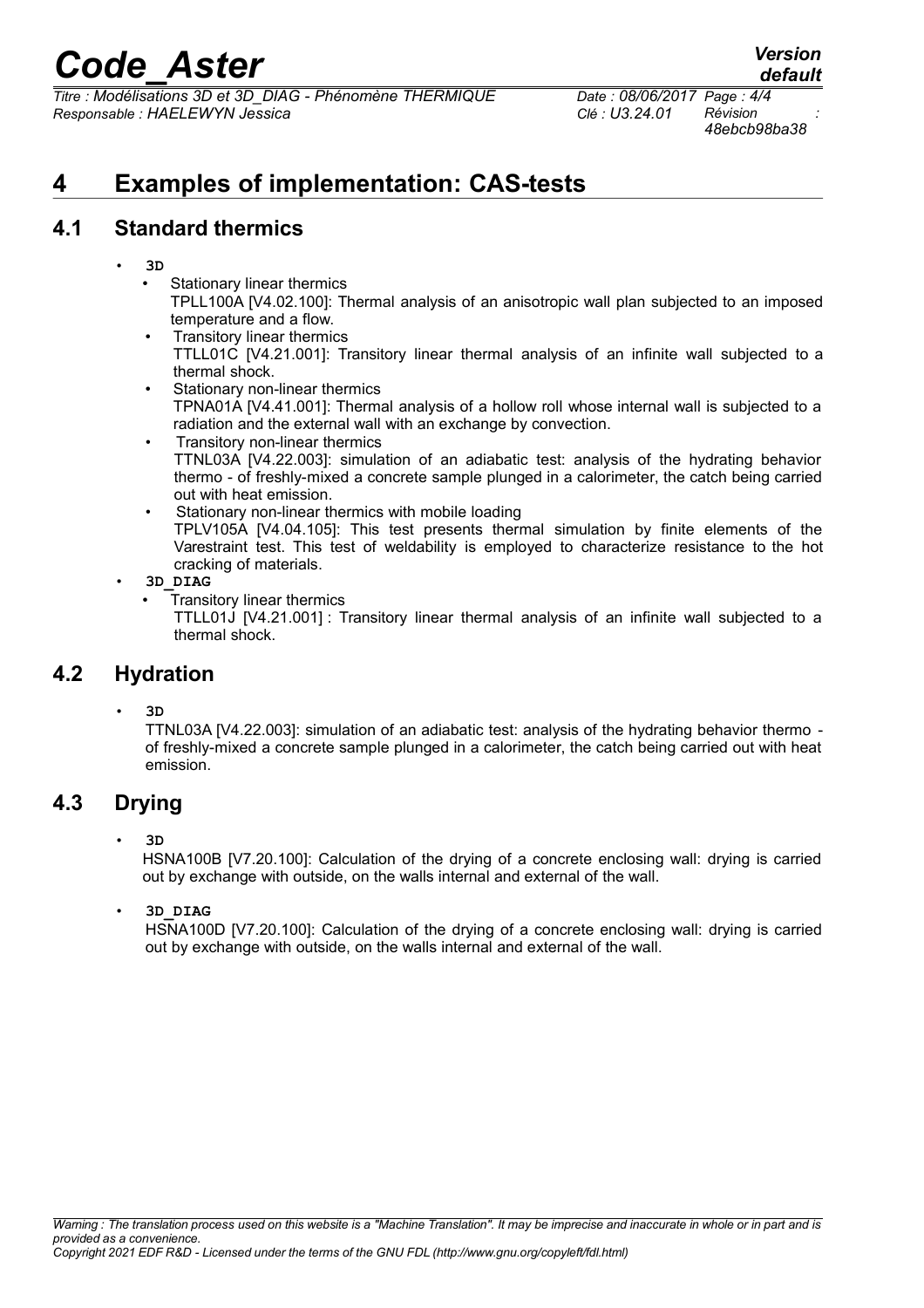# 4 Examples of implementation: CAS-tests

## 4.1 Standard thermics

- **3D**
  - Stationary linear thermics
    TPLL100A [V4.02.100]: Thermal analysis of an anisotropic wall plan subjected to an imposed temperature and a flow.
  - Transitory linear thermics
    TTLL01C [V4.21.001]: Transitory linear thermal analysis of an infinite wall subjected to a thermal shock.
  - Stationary non-linear thermics
    TPNA01A [V4.41.001]: Thermal analysis of a hollow roll whose internal wall is subjected to a radiation and the external wall with an exchange by convection.
  - Transitory non-linear thermics
    TTNL03A [V4.22.003]: simulation of an adiabatic test: analysis of the hydrating behavior thermo - of freshly-mixed a concrete sample plunged in a calorimeter, the catch being carried out with heat emission.
  - Stationary non-linear thermics with mobile loading
    TPLV105A [V4.04.105]: This test presents thermal simulation by finite elements of the Varestraint test. This test of weldability is employed to characterize resistance to the hot cracking of materials.
- **3D_DIAG**
  - Transitory linear thermics
    TTLL01J [V4.21.001] : Transitory linear thermal analysis of an infinite wall subjected to a thermal shock.

## 4.2 Hydration

- **3D**
  TTNL03A [V4.22.003]: simulation of an adiabatic test: analysis of the hydrating behavior thermo - of freshly-mixed a concrete sample plunged in a calorimeter, the catch being carried out with heat emission.

## 4.3 Drying

- **3D**
  HSNA100B [V7.20.100]: Calculation of the drying of a concrete enclosing wall: drying is carried out by exchange with outside, on the walls internal and external of the wall.

- **3D_DIAG**
  HSNA100D [V7.20.100]: Calculation of the drying of a concrete enclosing wall: drying is carried out by exchange with outside, on the walls internal and external of the wall.